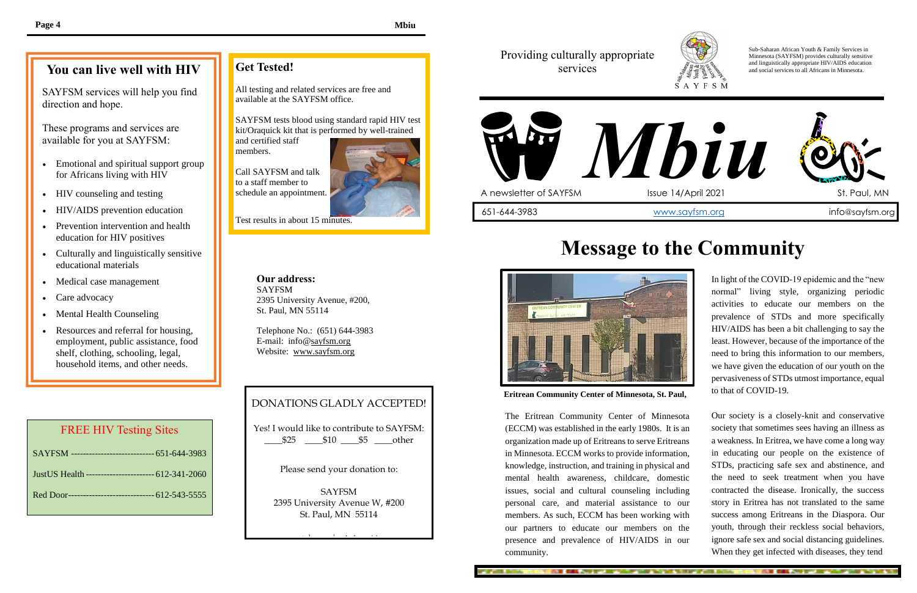## You can live well with HIV

SAYFSM services will help you find direction and hope.

These programs and services are available for you at SAYFSM:

- Emotional and spiritual support group for Africans living with HIV
- HIV counseling and testing
- HIV/AIDS prevention education
- Prevention intervention and health education for HIV positives
- Culturally and linguistically sensitive educational materials
- Medical case management
- Care advocacy
- Mental Health Counseling
- Resources and referral for housing, employment, public assistance, food shelf, clothing, schooling, legal, household items, and other needs.

## Get Tested!

All testing and related services are free and available at the SAYFSM office.

SAYFSM tests blood using standard rapid HIV test kit/Oraquick kit that is performed by well-trained and certified staff members.

Call SAYFSM and talk to a staff member to schedule an appointment.

Test results in about 15 minutes.

### FREE HIV Testing Sites

| Site | Phone |
|---|---|
| SAYFSM | 651-644-3983 |
| JustUS Health | 612-341-2060 |
| Red Door | 612-543-5555 |

**Our address:**
SAYFSM
2395 University Avenue, #200,
St. Paul, MN 55114

Telephone No.: (651) 644-3983
E-mail: info@sayfsm.org
Website: www.sayfsm.org

### DONATIONS GLADLY ACCEPTED!

Yes! I would like to contribute to SAYFSM:
\_\_\_\_$25 \_\_\_\_$10 \_\_\_\_$5 \_\_\_\_other

Please send your donation to:

SAYFSM
2395 University Avenue W, #200
St. Paul, MN 55114

---

Providing culturally appropriate services

SAYFSM

Sub-Saharan African Youth & Family Services in Minnesota (SAYFSM) provides culturally sensitive and linguistically appropriate HIV/AIDS education and social services to all Africans in Minnesota.

# *Mbiu*

A newsletter of SAYFSM | Issue 14/April 2021 | St. Paul, MN

651-644-3983 | www.sayfsm.org | info@sayfsm.org

## Message to the Community

**Eritrean Community Center of Minnesota, St. Paul,**

The Eritrean Community Center of Minnesota (ECCM) was established in the early 1980s. It is an organization made up of Eritreans to serve Eritreans in Minnesota. ECCM works to provide information, knowledge, instruction, and training in physical and mental health awareness, childcare, domestic issues, social and cultural counseling including personal care, and material assistance to our members. As such, ECCM has been working with our partners to educate our members on the presence and prevalence of HIV/AIDS in our community.

In light of the COVID-19 epidemic and the "new normal" living style, organizing periodic activities to educate our members on the prevalence of STDs and more specifically HIV/AIDS has been a bit challenging to say the least. However, because of the importance of the need to bring this information to our members, we have given the education of our youth on the pervasiveness of STDs utmost importance, equal to that of COVID-19.

Our society is a closely-knit and conservative society that sometimes sees having an illness as a weakness. In Eritrea, we have come a long way in educating our people on the existence of STDs, practicing safe sex and abstinence, and the need to seek treatment when you have contracted the disease. Ironically, the success story in Eritrea has not translated to the same success among Eritreans in the Diaspora. Our youth, through their reckless social behaviors, ignore safe sex and social distancing guidelines. When they get infected with diseases, they tend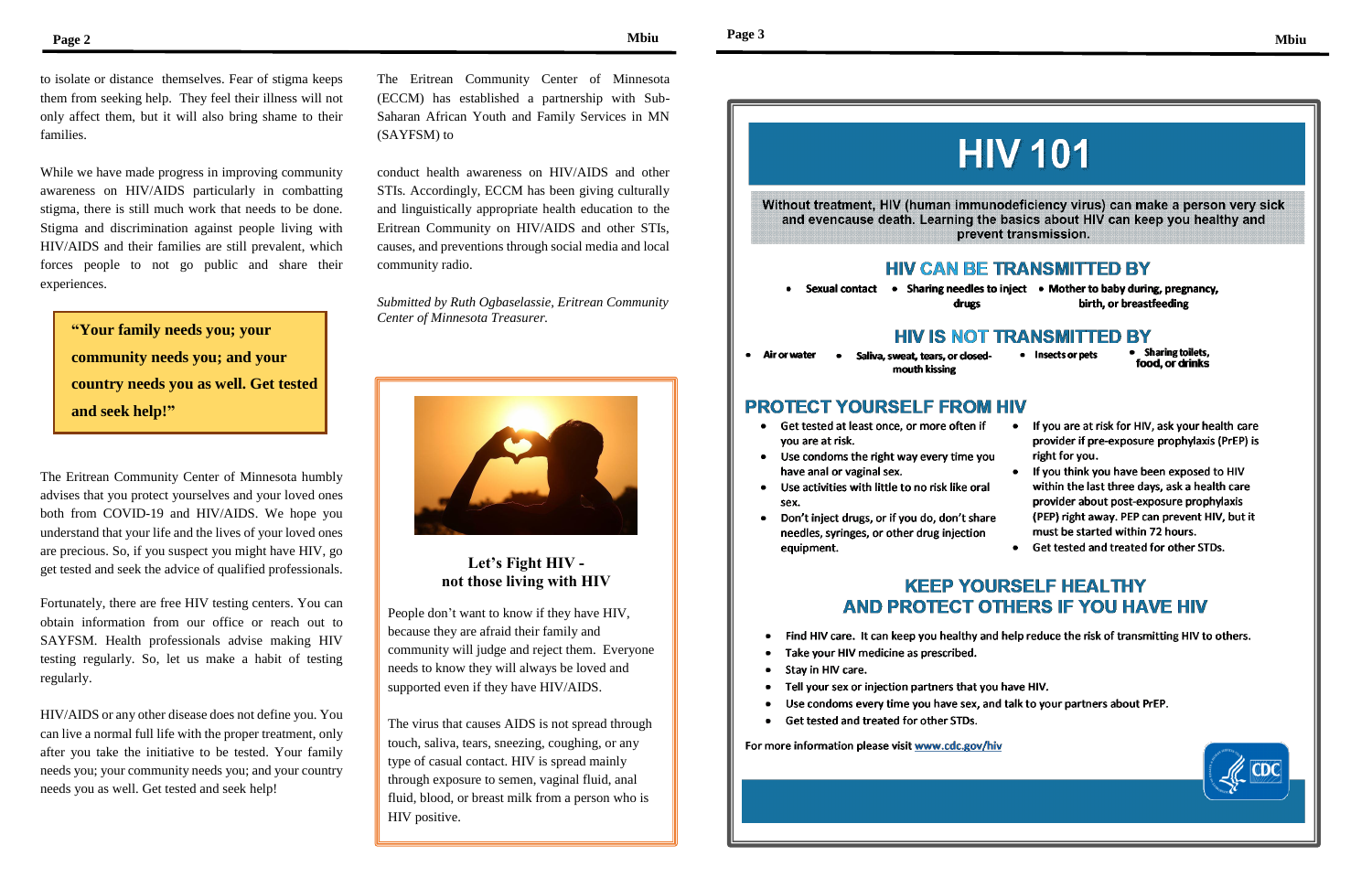to isolate or distance themselves. Fear of stigma keeps them from seeking help. They feel their illness will not only affect them, but it will also bring shame to their families.

While we have made progress in improving community awareness on HIV/AIDS particularly in combatting stigma, there is still much work that needs to be done. Stigma and discrimination against people living with HIV/AIDS and their families are still prevalent, which forces people to not go public and share their experiences.

> **"Your family needs you; your community needs you; and your country needs you as well. Get tested and seek help!"**

The Eritrean Community Center of Minnesota humbly advises that you protect yourselves and your loved ones both from COVID-19 and HIV/AIDS. We hope you understand that your life and the lives of your loved ones are precious. So, if you suspect you might have HIV, go get tested and seek the advice of qualified professionals.

Fortunately, there are free HIV testing centers. You can obtain information from our office or reach out to SAYFSM. Health professionals advise making HIV testing regularly. So, let us make a habit of testing regularly.

HIV/AIDS or any other disease does not define you. You can live a normal full life with the proper treatment, only after you take the initiative to be tested. Your family needs you; your community needs you; and your country needs you as well. Get tested and seek help!

The Eritrean Community Center of Minnesota (ECCM) has established a partnership with Sub-Saharan African Youth and Family Services in MN (SAYFSM) to conduct health awareness on HIV/AIDS and other STIs. Accordingly, ECCM has been giving culturally and linguistically appropriate health education to the Eritrean Community on HIV/AIDS and other STIs, causes, and preventions through social media and local community radio.

*Submitted by Ruth Ogbaselassie, Eritrean Community Center of Minnesota Treasurer.*

**Let's Fight HIV - not those living with HIV**

People don't want to know if they have HIV, because they are afraid their family and community will judge and reject them. Everyone needs to know they will always be loved and supported even if they have HIV/AIDS.

The virus that causes AIDS is not spread through touch, saliva, tears, sneezing, coughing, or any type of casual contact. HIV is spread mainly through exposure to semen, vaginal fluid, anal fluid, blood, or breast milk from a person who is HIV positive.

# HIV 101

**Without treatment, HIV (human immunodeficiency virus) can make a person very sick and evencause death. Learning the basics about HIV can keep you healthy and prevent transmission.**

## HIV CAN BE TRANSMITTED BY

- Sexual contact
- Sharing needles to inject drugs
- Mother to baby during, pregnancy, birth, or breastfeeding

## HIV IS NOT TRANSMITTED BY

- Air or water
- Saliva, sweat, tears, or closed-mouth kissing
- Insects or pets
- Sharing toilets, food, or drinks

## PROTECT YOURSELF FROM HIV

- Get tested at least once, or more often if you are at risk.
- Use condoms the right way every time you have anal or vaginal sex.
- Use activities with little to no risk like oral sex.
- Don't inject drugs, or if you do, don't share needles, syringes, or other drug injection equipment.
- If you are at risk for HIV, ask your health care provider if pre-exposure prophylaxis (PrEP) is right for you.
- If you think you have been exposed to HIV within the last three days, ask a health care provider about post-exposure prophylaxis (PEP) right away. PEP can prevent HIV, but it must be started within 72 hours.
- Get tested and treated for other STDs.

## KEEP YOURSELF HEALTHY AND PROTECT OTHERS IF YOU HAVE HIV

- Find HIV care. It can keep you healthy and help reduce the risk of transmitting HIV to others.
- Take your HIV medicine as prescribed.
- Stay in HIV care.
- Tell your sex or injection partners that you have HIV.
- Use condoms every time you have sex, and talk to your partners about PrEP.
- Get tested and treated for other STDs.

For more information please visit www.cdc.gov/hiv